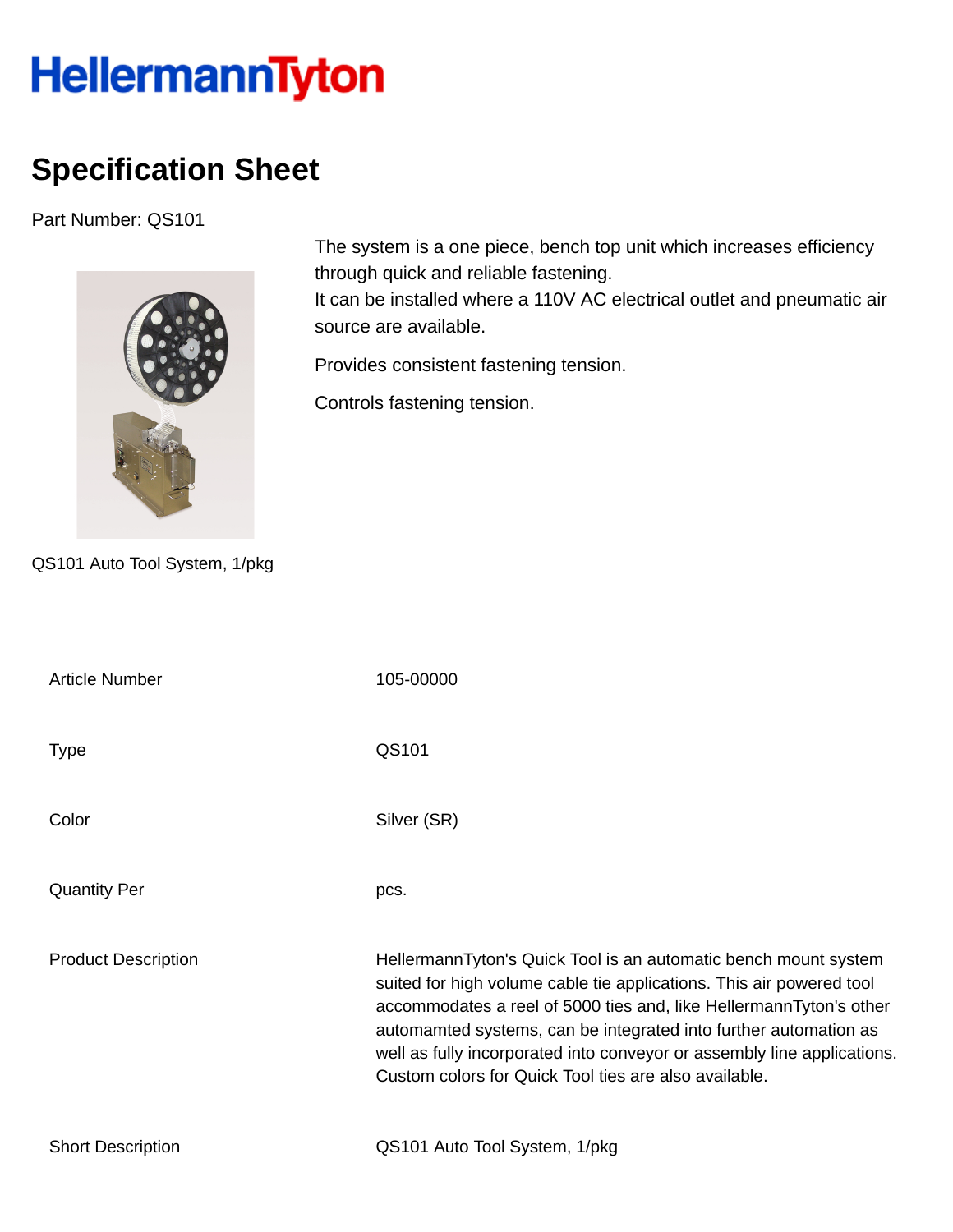HellermannTyton

# Specification Sheet

Part Number: QS101

The system is a one piece, bench top unit which increases efficiency through quick and reliable fastening.
It can be installed where a 110V AC electrical outlet and pneumatic air source are available.

Provides consistent fastening tension.

Controls fastening tension.

QS101 Auto Tool System, 1/pkg

| | |
|---|---|
| Article Number | 105-00000 |
| Type | QS101 |
| Color | Silver (SR) |
| Quantity Per | pcs. |
| Product Description | HellermannTyton's Quick Tool is an automatic bench mount system suited for high volume cable tie applications. This air powered tool accommodates a reel of 5000 ties and, like HellermannTyton's other automamted systems, can be integrated into further automation as well as fully incorporated into conveyor or assembly line applications. Custom colors for Quick Tool ties are also available. |
| Short Description | QS101 Auto Tool System, 1/pkg |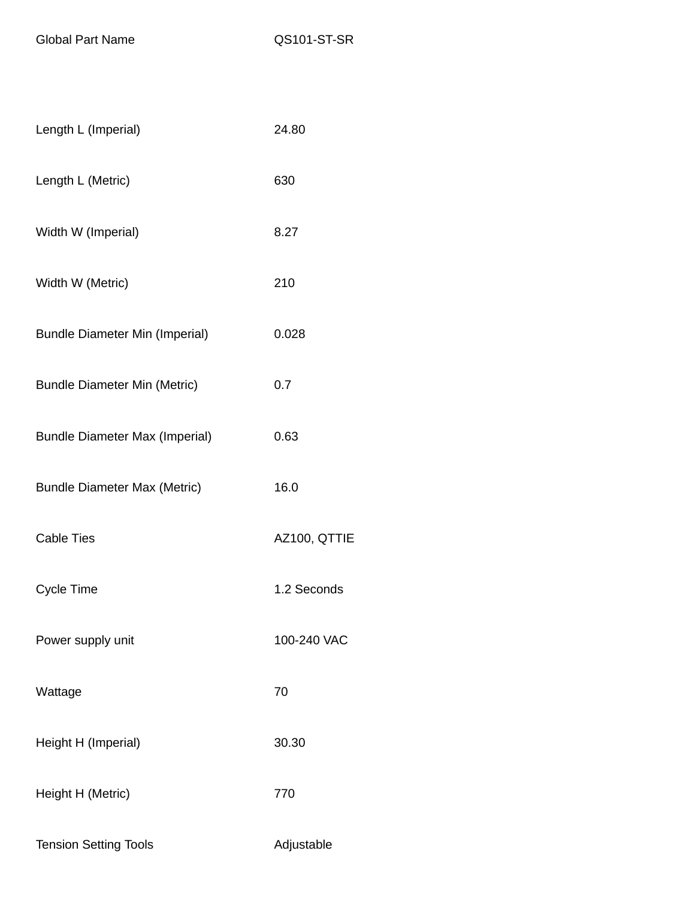| Global Part Name | QS101-ST-SR |
| --- | --- |
| Length L (Imperial) | 24.80 |
| Length L (Metric) | 630 |
| Width W (Imperial) | 8.27 |
| Width W (Metric) | 210 |
| Bundle Diameter Min (Imperial) | 0.028 |
| Bundle Diameter Min (Metric) | 0.7 |
| Bundle Diameter Max (Imperial) | 0.63 |
| Bundle Diameter Max (Metric) | 16.0 |
| Cable Ties | AZ100, QTTIE |
| Cycle Time | 1.2 Seconds |
| Power supply unit | 100-240 VAC |
| Wattage | 70 |
| Height H (Imperial) | 30.30 |
| Height H (Metric) | 770 |
| Tension Setting Tools | Adjustable |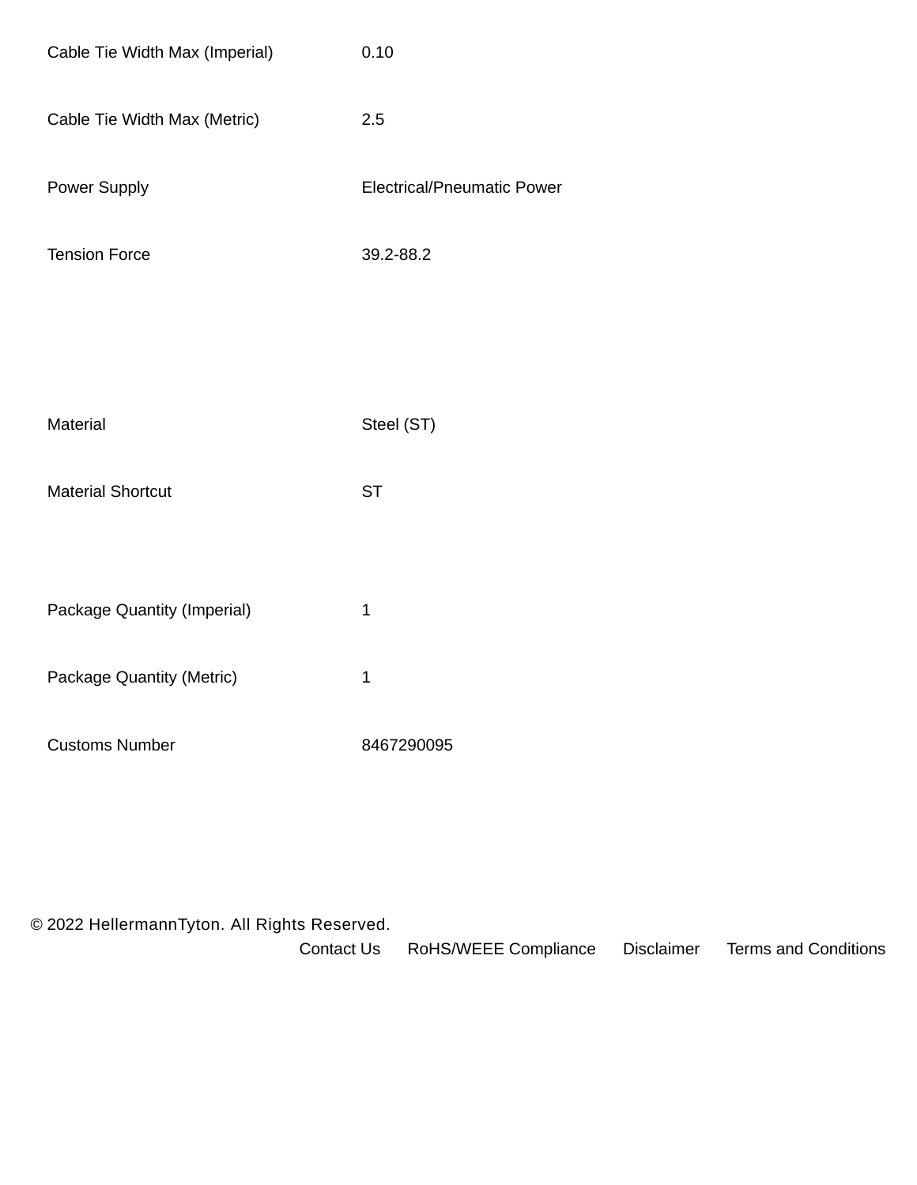| | |
|---|---|
| Cable Tie Width Max (Imperial) | 0.10 |
| Cable Tie Width Max (Metric) | 2.5 |
| Power Supply | Electrical/Pneumatic Power |
| Tension Force | 39.2-88.2 |

| | |
|---|---|
| Material | Steel (ST) |
| Material Shortcut | ST |

| | |
|---|---|
| Package Quantity (Imperial) | 1 |
| Package Quantity (Metric) | 1 |
| Customs Number | 8467290095 |

© 2022 HellermannTyton. All Rights Reserved.

Contact Us RoHS/WEEE Compliance Disclaimer Terms and Conditions